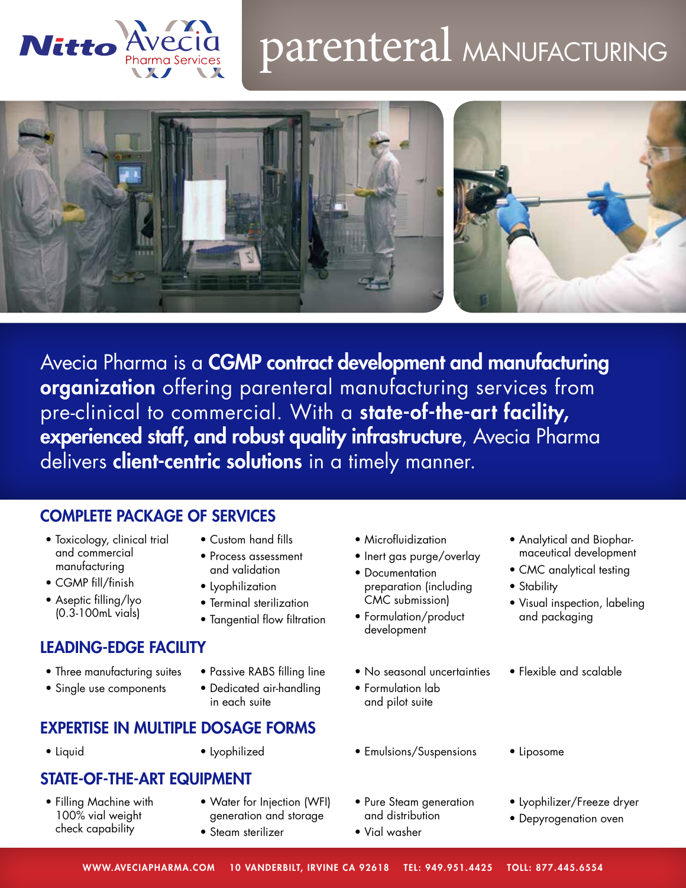# parenteral MANUFACTURING

Avecia Pharma is a **CGMP contract development and manufacturing organization** offering parenteral manufacturing services from pre-clinical to commercial. With a **state-of-the-art facility, experienced staff, and robust quality infrastructure**, Avecia Pharma delivers **client-centric solutions** in a timely manner.

## COMPLETE PACKAGE OF SERVICES

- Toxicology, clinical trial and commercial manufacturing
- CGMP fill/finish
- Aseptic filling/lyo (0.3-100mL vials)
- Custom hand fills
- Process assessment and validation
- Lyophilization
- Terminal sterilization
- Tangential flow filtration
- Microfluidization
- Inert gas purge/overlay
- Documentation preparation (including CMC submission)
- Formulation/product development
- Analytical and Biopharmaceutical development
- CMC analytical testing
- Stability
- Visual inspection, labeling and packaging

## LEADING-EDGE FACILITY

- Three manufacturing suites
- Single use components
- Passive RABS filling line
- Dedicated air-handling in each suite
- No seasonal uncertainties
- Formulation lab and pilot suite
- Flexible and scalable

## EXPERTISE IN MULTIPLE DOSAGE FORMS

- Liquid
- Lyophilized
- Emulsions/Suspensions
- Liposome

## STATE-OF-THE-ART EQUIPMENT

- Filling Machine with 100% vial weight check capability
- Water for Injection (WFI) generation and storage
- Steam sterilizer
- Pure Steam generation and distribution
- Vial washer
- Lyophilizer/Freeze dryer
- Depyrogenation oven

WWW.AVECIAPHARMA.COM 10 VANDERBILT, IRVINE CA 92618 TEL: 949.951.4425 TOLL: 877.445.6554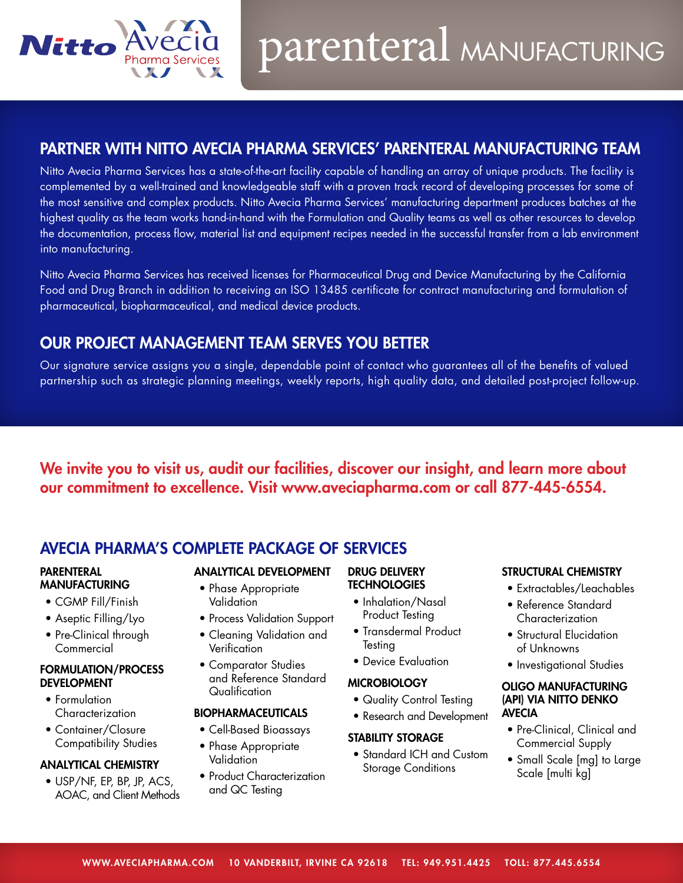Nitto Avecia Pharma Services

# parenteral MANUFACTURING

## PARTNER WITH NITTO AVECIA PHARMA SERVICES' PARENTERAL MANUFACTURING TEAM

Nitto Avecia Pharma Services has a state-of-the-art facility capable of handling an array of unique products. The facility is complemented by a well-trained and knowledgeable staff with a proven track record of developing processes for some of the most sensitive and complex products. Nitto Avecia Pharma Services' manufacturing department produces batches at the highest quality as the team works hand-in-hand with the Formulation and Quality teams as well as other resources to develop the documentation, process flow, material list and equipment recipes needed in the successful transfer from a lab environment into manufacturing.

Nitto Avecia Pharma Services has received licenses for Pharmaceutical Drug and Device Manufacturing by the California Food and Drug Branch in addition to receiving an ISO 13485 certificate for contract manufacturing and formulation of pharmaceutical, biopharmaceutical, and medical device products.

## OUR PROJECT MANAGEMENT TEAM SERVES YOU BETTER

Our signature service assigns you a single, dependable point of contact who guarantees all of the benefits of valued partnership such as strategic planning meetings, weekly reports, high quality data, and detailed post-project follow-up.

**We invite you to visit us, audit our facilities, discover our insight, and learn more about our commitment to excellence. Visit www.aveciapharma.com or call 877-445-6554.**

## AVECIA PHARMA'S COMPLETE PACKAGE OF SERVICES

### PARENTERAL MANUFACTURING

- CGMP Fill/Finish
- Aseptic Filling/Lyo
- Pre-Clinical through Commercial

### FORMULATION/PROCESS DEVELOPMENT

- Formulation Characterization
- Container/Closure Compatibility Studies

### ANALYTICAL CHEMISTRY

- USP/NF, EP, BP, JP, ACS, AOAC, and Client Methods

### ANALYTICAL DEVELOPMENT

- Phase Appropriate Validation
- Process Validation Support
- Cleaning Validation and Verification
- Comparator Studies and Reference Standard Qualification

### BIOPHARMACEUTICALS

- Cell-Based Bioassays
- Phase Appropriate Validation
- Product Characterization and QC Testing

### DRUG DELIVERY TECHNOLOGIES

- Inhalation/Nasal Product Testing
- Transdermal Product Testing
- Device Evaluation

### MICROBIOLOGY

- Quality Control Testing
- Research and Development

### STABILITY STORAGE

- Standard ICH and Custom Storage Conditions

### STRUCTURAL CHEMISTRY

- Extractables/Leachables
- Reference Standard Characterization
- Structural Elucidation of Unknowns
- Investigational Studies

### OLIGO MANUFACTURING (API) VIA NITTO DENKO AVECIA

- Pre-Clinical, Clinical and Commercial Supply
- Small Scale [mg] to Large Scale [multi kg]

WWW.AVECIAPHARMA.COM 10 VANDERBILT, IRVINE CA 92618 TEL: 949.951.4425 TOLL: 877.445.6554